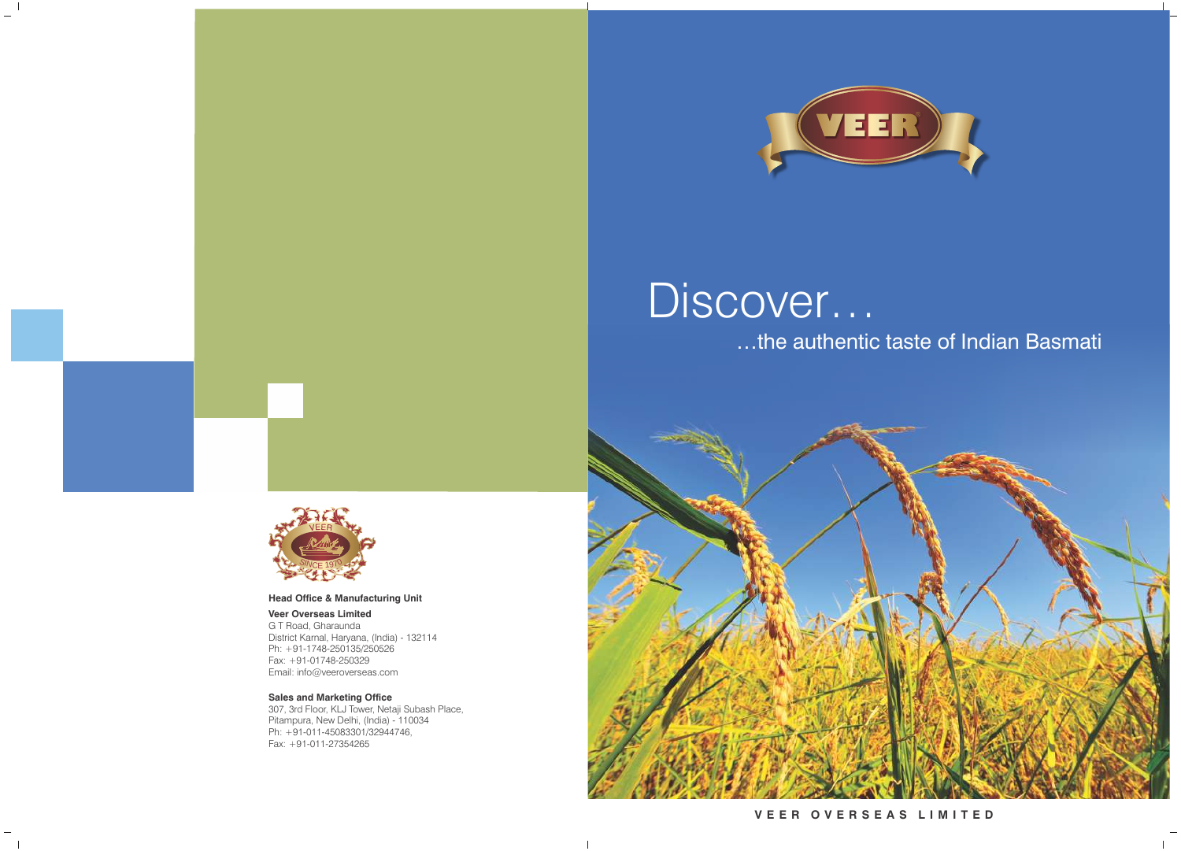# Discover…

## …the authentic taste of Indian Basmati

**Head Office & Manufacturing Unit**

**Veer Overseas Limited**
G T Road, Gharaunda
District Karnal, Haryana, (India) - 132114
Ph: +91-1748-250135/250526
Fax: +91-01748-250329
Email: info@veeroverseas.com

**Sales and Marketing Office**
307, 3rd Floor, KLJ Tower, Netaji Subash Place,
Pitampura, New Delhi, (India) - 110034
Ph: +91-011-45083301/32944746,
Fax: +91-011-27354265

**VEER OVERSEAS LIMITED**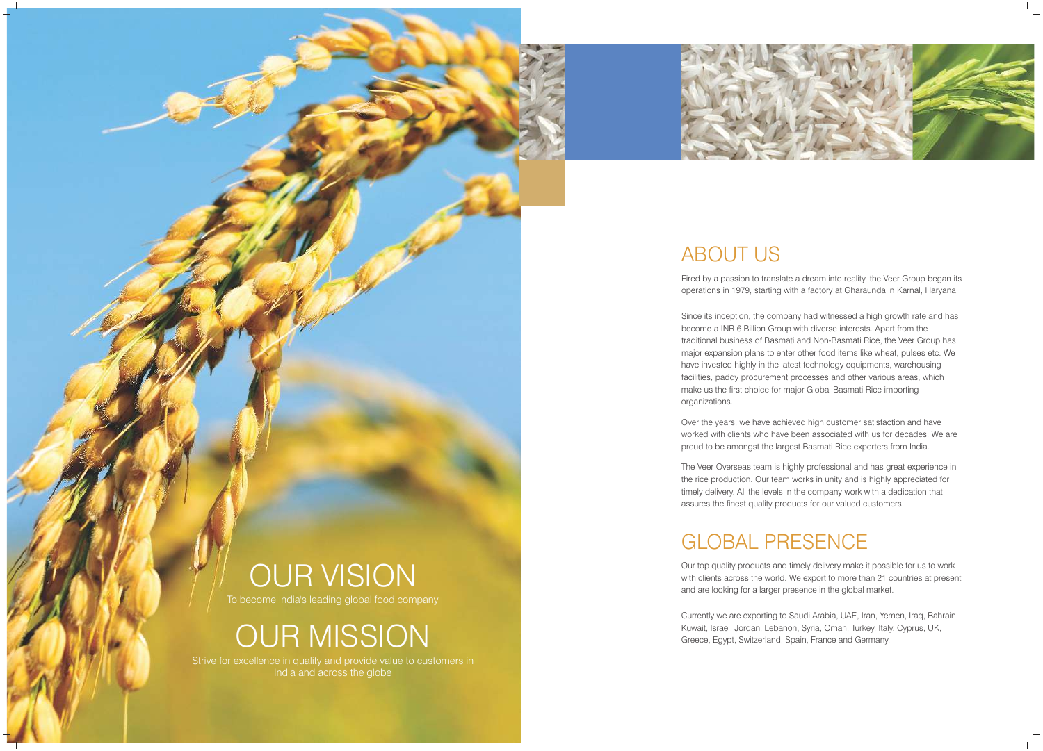## OUR VISION

To become India's leading global food company

## OUR MISSION

Strive for excellence in quality and provide value to customers in India and across the globe

## ABOUT US

Fired by a passion to translate a dream into reality, the Veer Group began its operations in 1979, starting with a factory at Gharaunda in Karnal, Haryana.

Since its inception, the company had witnessed a high growth rate and has become a INR 6 Billion Group with diverse interests. Apart from the traditional business of Basmati and Non-Basmati Rice, the Veer Group has major expansion plans to enter other food items like wheat, pulses etc. We have invested highly in the latest technology equipments, warehousing facilities, paddy procurement processes and other various areas, which make us the first choice for major Global Basmati Rice importing organizations.

Over the years, we have achieved high customer satisfaction and have worked with clients who have been associated with us for decades. We are proud to be amongst the largest Basmati Rice exporters from India.

The Veer Overseas team is highly professional and has great experience in the rice production. Our team works in unity and is highly appreciated for timely delivery. All the levels in the company work with a dedication that assures the finest quality products for our valued customers.

## GLOBAL PRESENCE

Our top quality products and timely delivery make it possible for us to work with clients across the world. We export to more than 21 countries at present and are looking for a larger presence in the global market.

Currently we are exporting to Saudi Arabia, UAE, Iran, Yemen, Iraq, Bahrain, Kuwait, Israel, Jordan, Lebanon, Syria, Oman, Turkey, Italy, Cyprus, UK, Greece, Egypt, Switzerland, Spain, France and Germany.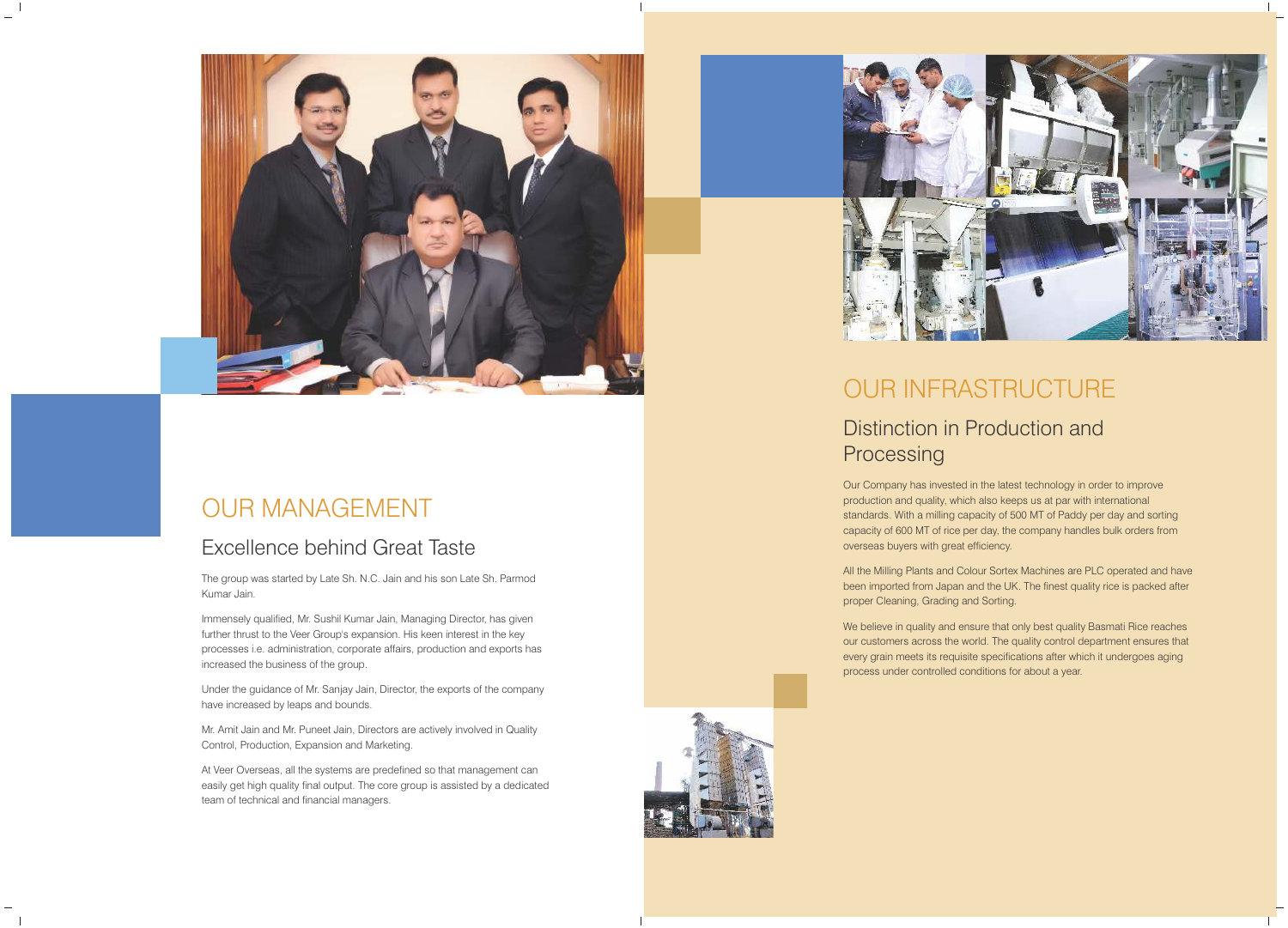# OUR MANAGEMENT

## Excellence behind Great Taste

The group was started by Late Sh. N.C. Jain and his son Late Sh. Parmod Kumar Jain.

Immensely qualified, Mr. Sushil Kumar Jain, Managing Director, has given further thrust to the Veer Group's expansion. His keen interest in the key processes i.e. administration, corporate affairs, production and exports has increased the business of the group.

Under the guidance of Mr. Sanjay Jain, Director, the exports of the company have increased by leaps and bounds.

Mr. Amit Jain and Mr. Puneet Jain, Directors are actively involved in Quality Control, Production, Expansion and Marketing.

At Veer Overseas, all the systems are predefined so that management can easily get high quality final output. The core group is assisted by a dedicated team of technical and financial managers.

# OUR INFRASTRUCTURE

## Distinction in Production and Processing

Our Company has invested in the latest technology in order to improve production and quality, which also keeps us at par with international standards. With a milling capacity of 500 MT of Paddy per day and sorting capacity of 600 MT of rice per day, the company handles bulk orders from overseas buyers with great efficiency.

All the Milling Plants and Colour Sortex Machines are PLC operated and have been imported from Japan and the UK. The finest quality rice is packed after proper Cleaning, Grading and Sorting.

We believe in quality and ensure that only best quality Basmati Rice reaches our customers across the world. The quality control department ensures that every grain meets its requisite specifications after which it undergoes aging process under controlled conditions for about a year.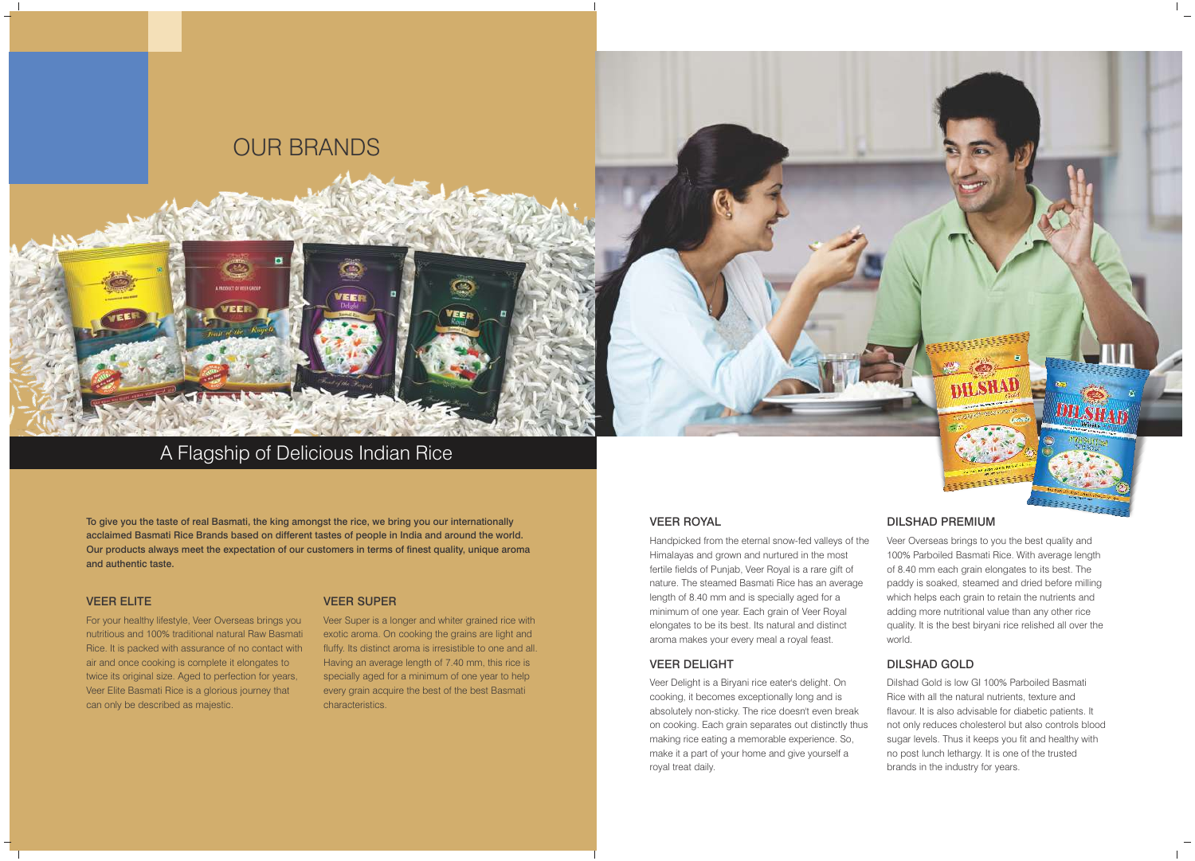# OUR BRANDS

## A Flagship of Delicious Indian Rice

**To give you the taste of real Basmati, the king amongst the rice, we bring you our internationally acclaimed Basmati Rice Brands based on different tastes of people in India and around the world. Our products always meet the expectation of our customers in terms of finest quality, unique aroma and authentic taste.**

### VEER ELITE

For your healthy lifestyle, Veer Overseas brings you nutritious and 100% traditional natural Raw Basmati Rice. It is packed with assurance of no contact with air and once cooking is complete it elongates to twice its original size. Aged to perfection for years, Veer Elite Basmati Rice is a glorious journey that can only be described as majestic.

### VEER SUPER

Veer Super is a longer and whiter grained rice with exotic aroma. On cooking the grains are light and fluffy. Its distinct aroma is irresistible to one and all. Having an average length of 7.40 mm, this rice is specially aged for a minimum of one year to help every grain acquire the best of the best Basmati characteristics.

### VEER ROYAL

Handpicked from the eternal snow-fed valleys of the Himalayas and grown and nurtured in the most fertile fields of Punjab, Veer Royal is a rare gift of nature. The steamed Basmati Rice has an average length of 8.40 mm and is specially aged for a minimum of one year. Each grain of Veer Royal elongates to be its best. Its natural and distinct aroma makes your every meal a royal feast.

### VEER DELIGHT

Veer Delight is a Biryani rice eater's delight. On cooking, it becomes exceptionally long and is absolutely non-sticky. The rice doesn't even break on cooking. Each grain separates out distinctly thus making rice eating a memorable experience. So, make it a part of your home and give yourself a royal treat daily.

### DILSHAD PREMIUM

Veer Overseas brings to you the best quality and 100% Parboiled Basmati Rice. With average length of 8.40 mm each grain elongates to its best. The paddy is soaked, steamed and dried before milling which helps each grain to retain the nutrients and adding more nutritional value than any other rice quality. It is the best biryani rice relished all over the world.

### DILSHAD GOLD

Dilshad Gold is low GI 100% Parboiled Basmati Rice with all the natural nutrients, texture and flavour. It is also advisable for diabetic patients. It not only reduces cholesterol but also controls blood sugar levels. Thus it keeps you fit and healthy with no post lunch lethargy. It is one of the trusted brands in the industry for years.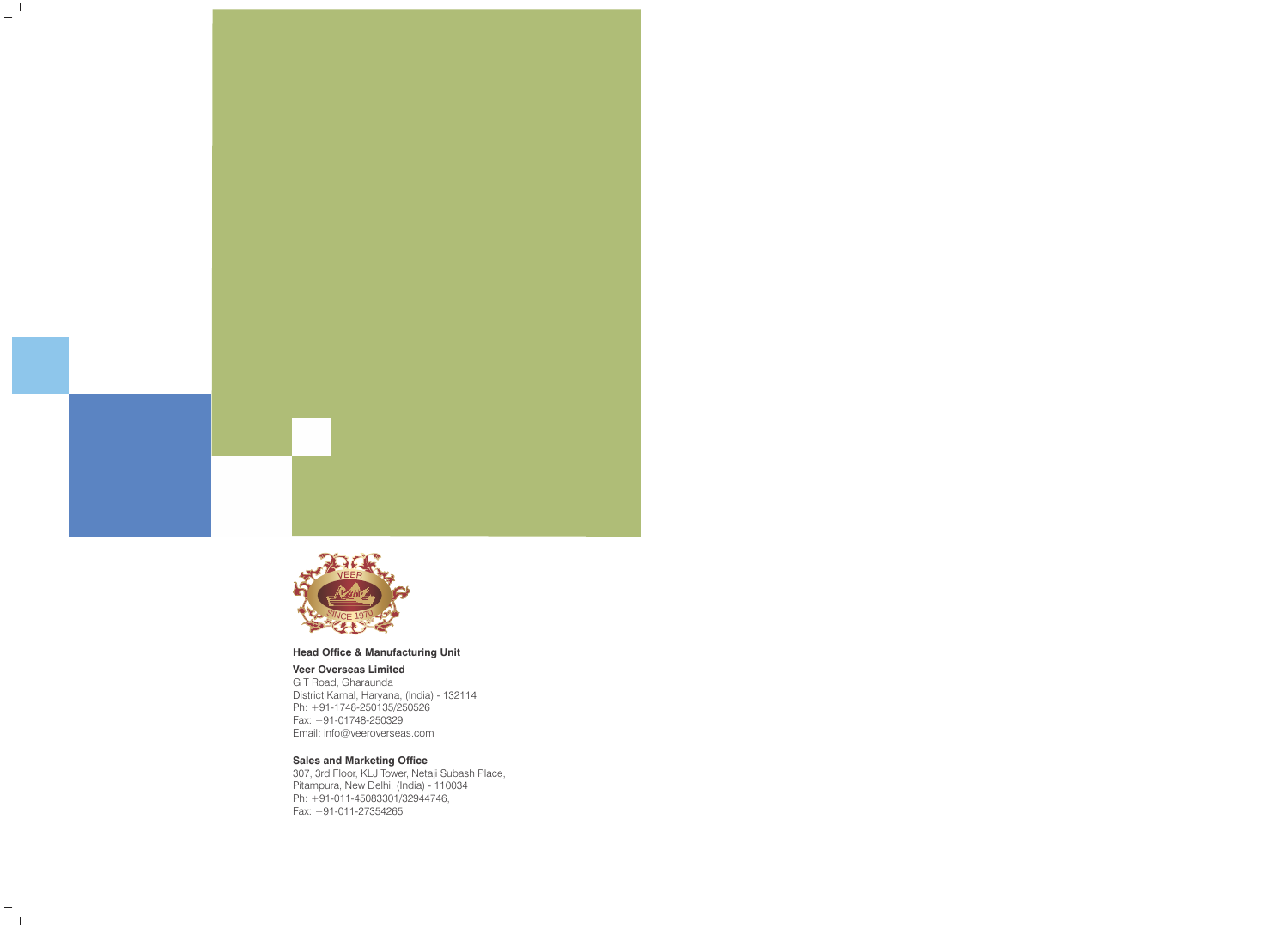**Head Office & Manufacturing Unit**

**Veer Overseas Limited**
G T Road, Gharaunda
District Karnal, Haryana, (India) - 132114
Ph: +91-1748-250135/250526
Fax: +91-01748-250329
Email: info@veeroverseas.com

**Sales and Marketing Office**
307, 3rd Floor, KLJ Tower, Netaji Subash Place,
Pitampura, New Delhi, (India) - 110034
Ph: +91-011-45083301/32944746,
Fax: +91-011-27354265